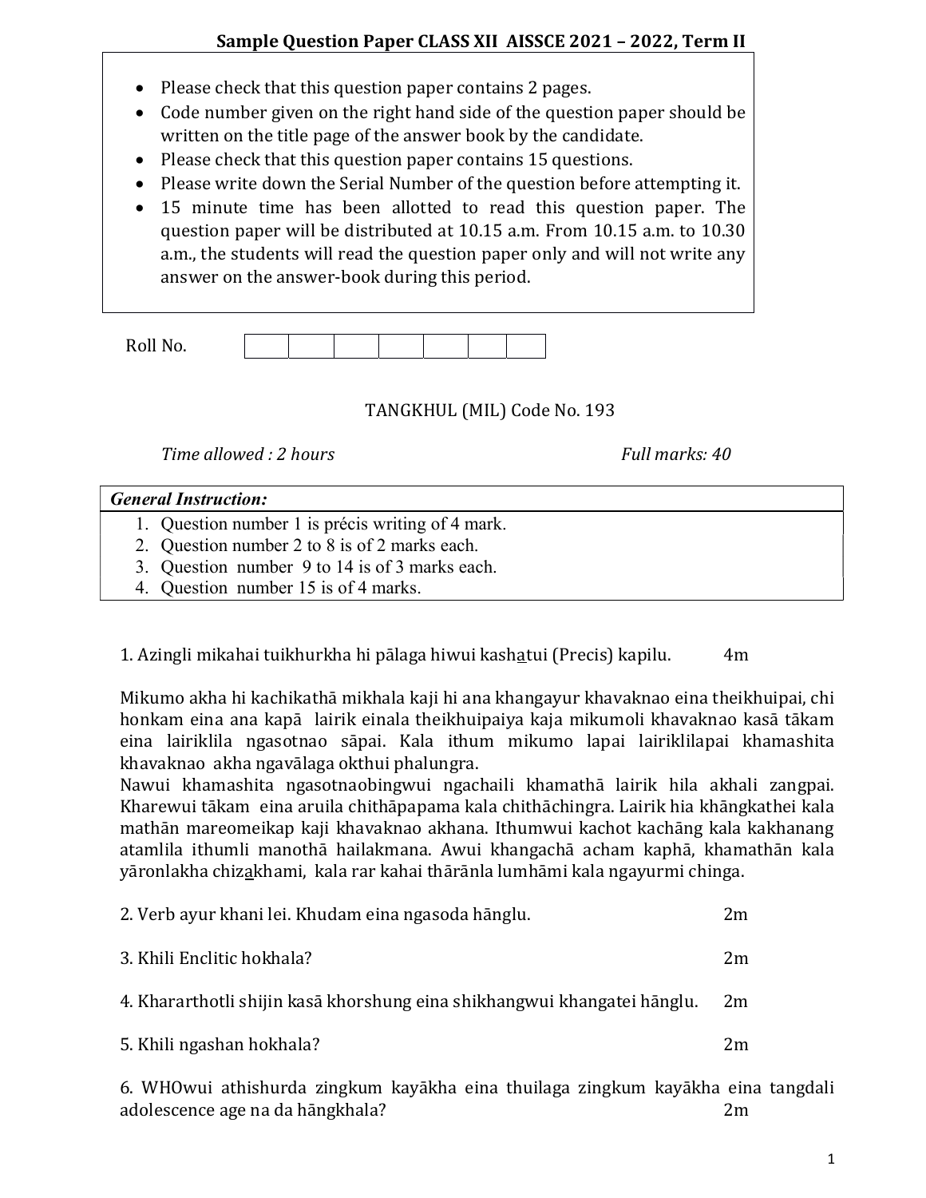**Sample Question Paper CLASS XII AISSCE 2021 – 2022, Term II**

- Please check that this question paper contains 2 pages.
- Code number given on the right hand side of the question paper should be written on the title page of the answer book by the candidate.
- Please check that this question paper contains 15 questions.
- Please write down the Serial Number of the question before attempting it.
- 15 minute time has been allotted to read this question paper. The question paper will be distributed at 10.15 a.m. From 10.15 a.m. to 10.30 a.m., the students will read the question paper only and will not write any answer on the answer-book during this period.

Roll No. | | | | | | | |

TANGKHUL (MIL) Code No. 193

*Time allowed : 2 hours* *Full marks: 40*

| ***General Instruction:*** |
|---|
| 1. Question number 1 is précis writing of 4 mark.<br>2. Question number 2 to 8 is of 2 marks each.<br>3. Question number 9 to 14 is of 3 marks each.<br>4. Question number 15 is of 4 marks. |

1. Azingli mikahai tuikhurkha hi pālaga hiwui kashatui (Precis) kapilu. 4m

Mikumo akha hi kachikathā mikhala kaji hi ana khangayur khavaknao eina theikhuipai, chi honkam eina ana kapā lairik einala theikhuipaiya kaja mikumoli khavaknao kasā tākam eina lairiklila ngasotnao sāpai. Kala ithum mikumo lapai lairiklilapai khamashita khavaknao akha ngavālaga okthui phalungra.
Nawui khamashita ngasotnaobingwui ngachaili khamathā lairik hila akhali zangpai. Kharewui tākam eina aruila chithāpapama kala chithāchingra. Lairik hia khāngkathei kala mathān mareomeikap kaji khavaknao akhana. Ithumwui kachot kachāng kala kakhanang atamlila ithumli manothā hailakmana. Awui khangachā acham kaphā, khamathān kala yāronlakha chizakhami, kala rar kahai thārānla lumhāmi kala ngayurmi chinga.

2. Verb ayur khani lei. Khudam eina ngasoda hānglu. 2m

3. Khili Enclitic hokhala? 2m

4. Khararthotli shijin kasā khorshung eina shikhangwui khangatei hānglu. 2m

5. Khili ngashan hokhala? 2m

6. WHOwui athishurda zingkum kayākha eina thuilaga zingkum kayākha eina tangdali adolescence age na da hāngkhala? 2m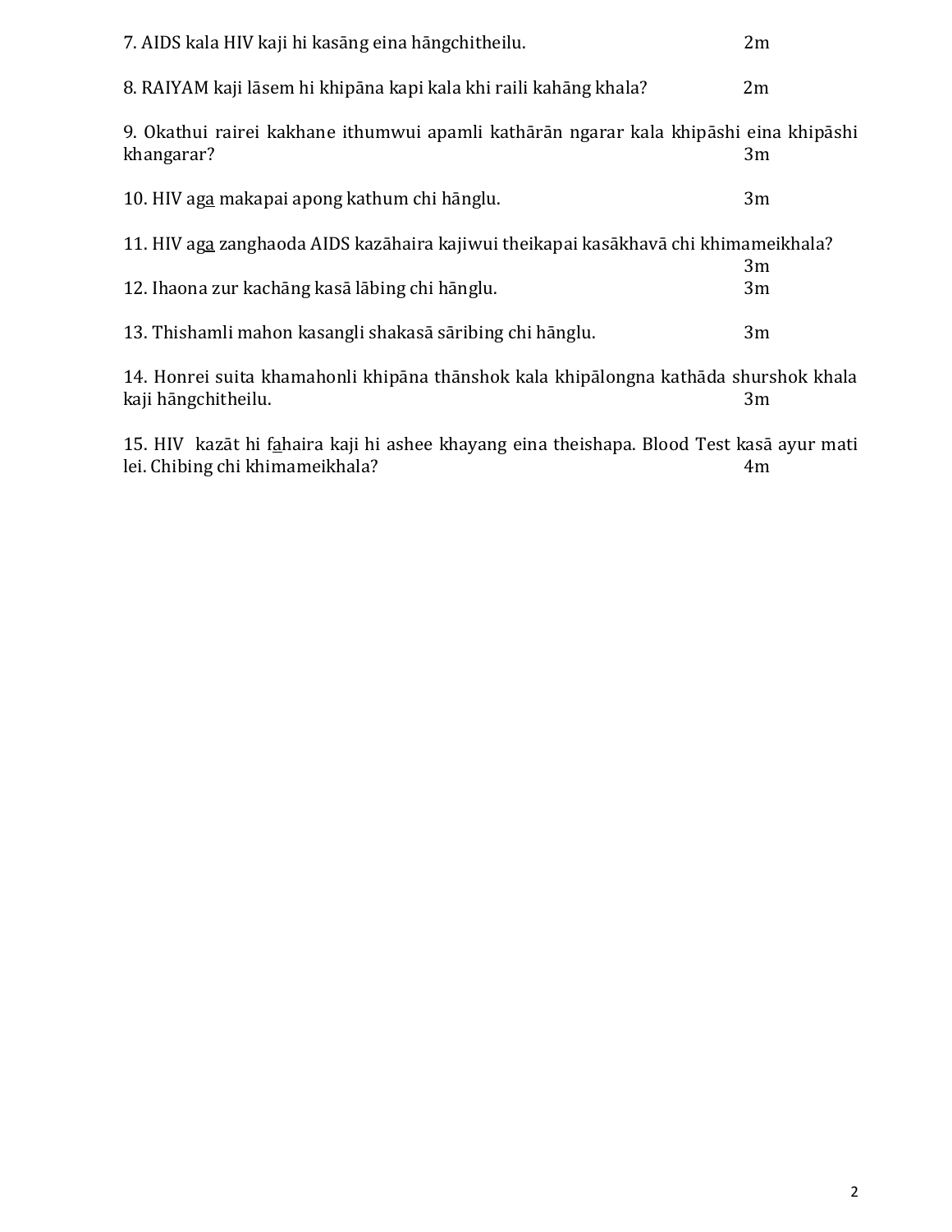7. AIDS kala HIV kaji hi kasāng eina hāngchitheilu. 2m

8. RAIYAM kaji lāsem hi khipāna kapi kala khi raili kahāng khala? 2m

9. Okathui rairei kakhane ithumwui apamli kathārān ngarar kala khipāshi eina khipāshi khangarar? 3m

10. HIV aga makapai apong kathum chi hānglu. 3m

11. HIV aga zanghaoda AIDS kazāhaira kajiwui theikapai kasākhavā chi khimameikhala? 3m

12. Ihaona zur kachāng kasā lābing chi hānglu. 3m

13. Thishamli mahon kasangli shakasā sāribing chi hānglu. 3m

14. Honrei suita khamahonli khipāna thānshok kala khipālongna kathāda shurshok khala kaji hāngchitheilu. 3m

15. HIV kazāt hi fahaira kaji hi ashee khayang eina theishapa. Blood Test kasā ayur mati lei. Chibing chi khimameikhala? 4m